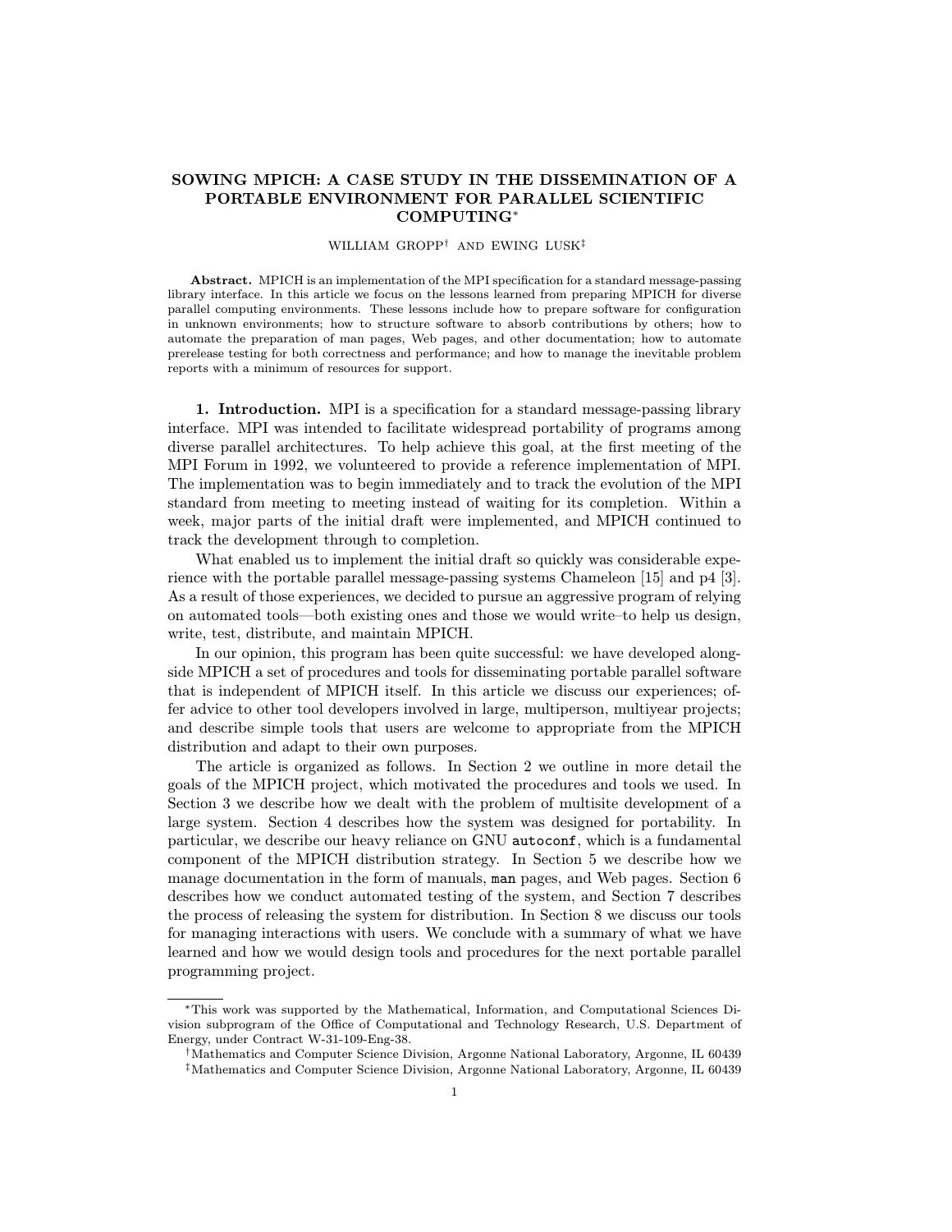# SOWING MPICH: A CASE STUDY IN THE DISSEMINATION OF A PORTABLE ENVIRONMENT FOR PARALLEL SCIENTIFIC COMPUTING*

WILLIAM GROPP[†] AND EWING LUSK[‡]

**Abstract.** MPICH is an implementation of the MPI specification for a standard message-passing library interface. In this article we focus on the lessons learned from preparing MPICH for diverse parallel computing environments. These lessons include how to prepare software for configuration in unknown environments; how to structure software to absorb contributions by others; how to automate the preparation of man pages, Web pages, and other documentation; how to automate prerelease testing for both correctness and performance; and how to manage the inevitable problem reports with a minimum of resources for support.

## 1. Introduction.

MPI is a specification for a standard message-passing library interface. MPI was intended to facilitate widespread portability of programs among diverse parallel architectures. To help achieve this goal, at the first meeting of the MPI Forum in 1992, we volunteered to provide a reference implementation of MPI. The implementation was to begin immediately and to track the evolution of the MPI standard from meeting to meeting instead of waiting for its completion. Within a week, major parts of the initial draft were implemented, and MPICH continued to track the development through to completion.

What enabled us to implement the initial draft so quickly was considerable experience with the portable parallel message-passing systems Chameleon [15] and p4 [3]. As a result of those experiences, we decided to pursue an aggressive program of relying on automated tools—both existing ones and those we would write–to help us design, write, test, distribute, and maintain MPICH.

In our opinion, this program has been quite successful: we have developed alongside MPICH a set of procedures and tools for disseminating portable parallel software that is independent of MPICH itself. In this article we discuss our experiences; offer advice to other tool developers involved in large, multiperson, multiyear projects; and describe simple tools that users are welcome to appropriate from the MPICH distribution and adapt to their own purposes.

The article is organized as follows. In Section 2 we outline in more detail the goals of the MPICH project, which motivated the procedures and tools we used. In Section 3 we describe how we dealt with the problem of multisite development of a large system. Section 4 describes how the system was designed for portability. In particular, we describe our heavy reliance on GNU `autoconf`, which is a fundamental component of the MPICH distribution strategy. In Section 5 we describe how we manage documentation in the form of manuals, `man` pages, and Web pages. Section 6 describes how we conduct automated testing of the system, and Section 7 describes the process of releasing the system for distribution. In Section 8 we discuss our tools for managing interactions with users. We conclude with a summary of what we have learned and how we would design tools and procedures for the next portable parallel programming project.

---

*This work was supported by the Mathematical, Information, and Computational Sciences Division subprogram of the Office of Computational and Technology Research, U.S. Department of Energy, under Contract W-31-109-Eng-38.

[†] Mathematics and Computer Science Division, Argonne National Laboratory, Argonne, IL 60439

[‡] Mathematics and Computer Science Division, Argonne National Laboratory, Argonne, IL 60439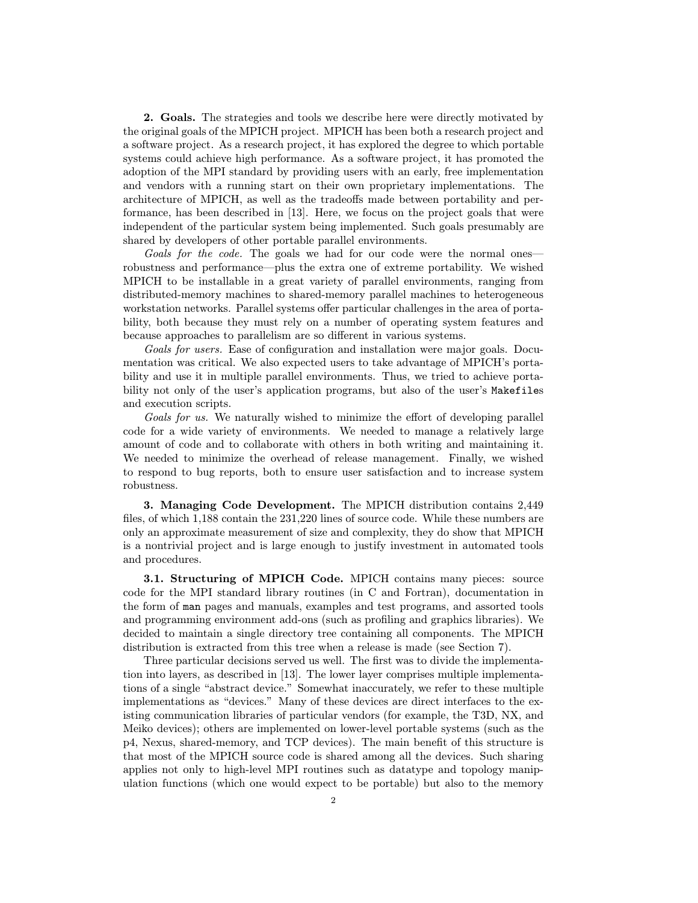**2. Goals.** The strategies and tools we describe here were directly motivated by the original goals of the MPICH project. MPICH has been both a research project and a software project. As a research project, it has explored the degree to which portable systems could achieve high performance. As a software project, it has promoted the adoption of the MPI standard by providing users with an early, free implementation and vendors with a running start on their own proprietary implementations. The architecture of MPICH, as well as the tradeoffs made between portability and performance, has been described in [13]. Here, we focus on the project goals that were independent of the particular system being implemented. Such goals presumably are shared by developers of other portable parallel environments.

*Goals for the code.* The goals we had for our code were the normal ones—robustness and performance—plus the extra one of extreme portability. We wished MPICH to be installable in a great variety of parallel environments, ranging from distributed-memory machines to shared-memory parallel machines to heterogeneous workstation networks. Parallel systems offer particular challenges in the area of portability, both because they must rely on a number of operating system features and because approaches to parallelism are so different in various systems.

*Goals for users.* Ease of configuration and installation were major goals. Documentation was critical. We also expected users to take advantage of MPICH's portability and use it in multiple parallel environments. Thus, we tried to achieve portability not only of the user's application programs, but also of the user's `Makefile`s and execution scripts.

*Goals for us.* We naturally wished to minimize the effort of developing parallel code for a wide variety of environments. We needed to manage a relatively large amount of code and to collaborate with others in both writing and maintaining it. We needed to minimize the overhead of release management. Finally, we wished to respond to bug reports, both to ensure user satisfaction and to increase system robustness.

**3. Managing Code Development.** The MPICH distribution contains 2,449 files, of which 1,188 contain the 231,220 lines of source code. While these numbers are only an approximate measurement of size and complexity, they do show that MPICH is a nontrivial project and is large enough to justify investment in automated tools and procedures.

**3.1. Structuring of MPICH Code.** MPICH contains many pieces: source code for the MPI standard library routines (in C and Fortran), documentation in the form of `man` pages and manuals, examples and test programs, and assorted tools and programming environment add-ons (such as profiling and graphics libraries). We decided to maintain a single directory tree containing all components. The MPICH distribution is extracted from this tree when a release is made (see Section 7).

Three particular decisions served us well. The first was to divide the implementation into layers, as described in [13]. The lower layer comprises multiple implementations of a single "abstract device." Somewhat inaccurately, we refer to these multiple implementations as "devices." Many of these devices are direct interfaces to the existing communication libraries of particular vendors (for example, the T3D, NX, and Meiko devices); others are implemented on lower-level portable systems (such as the p4, Nexus, shared-memory, and TCP devices). The main benefit of this structure is that most of the MPICH source code is shared among all the devices. Such sharing applies not only to high-level MPI routines such as datatype and topology manipulation functions (which one would expect to be portable) but also to the memory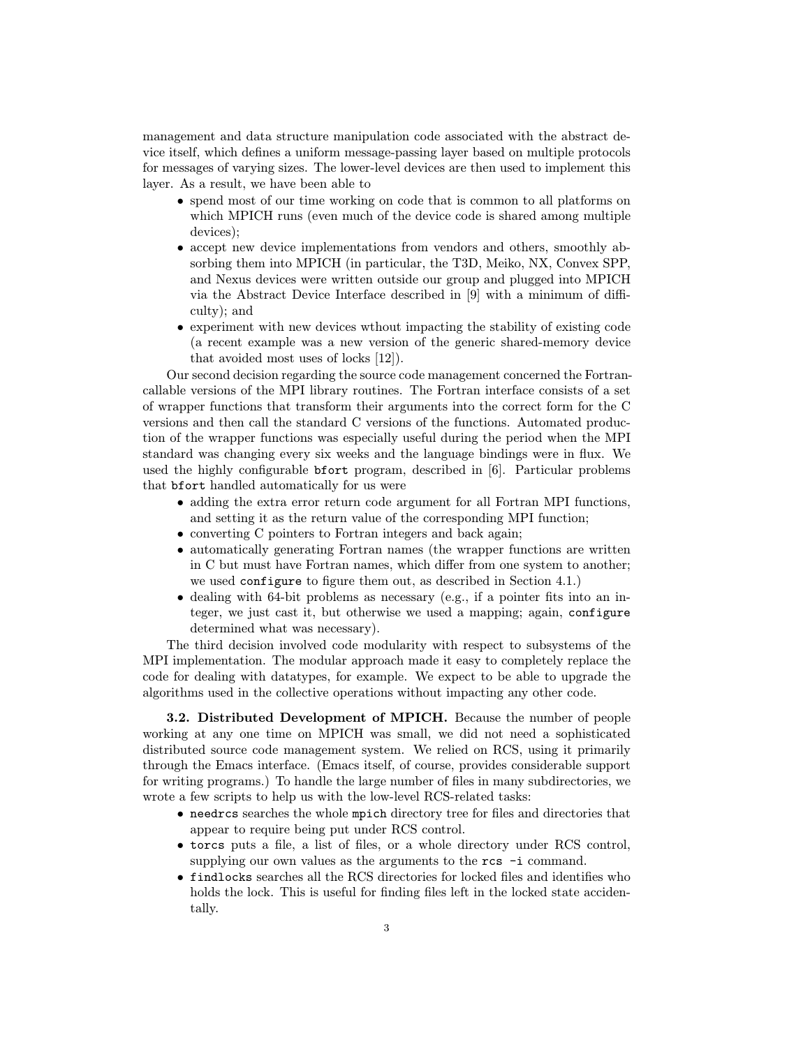management and data structure manipulation code associated with the abstract device itself, which defines a uniform message-passing layer based on multiple protocols for messages of varying sizes. The lower-level devices are then used to implement this layer. As a result, we have been able to

- spend most of our time working on code that is common to all platforms on which MPICH runs (even much of the device code is shared among multiple devices);
- accept new device implementations from vendors and others, smoothly absorbing them into MPICH (in particular, the T3D, Meiko, NX, Convex SPP, and Nexus devices were written outside our group and plugged into MPICH via the Abstract Device Interface described in [9] with a minimum of difficulty); and
- experiment with new devices wthout impacting the stability of existing code (a recent example was a new version of the generic shared-memory device that avoided most uses of locks [12]).

Our second decision regarding the source code management concerned the Fortran-callable versions of the MPI library routines. The Fortran interface consists of a set of wrapper functions that transform their arguments into the correct form for the C versions and then call the standard C versions of the functions. Automated production of the wrapper functions was especially useful during the period when the MPI standard was changing every six weeks and the language bindings were in flux. We used the highly configurable `bfort` program, described in [6]. Particular problems that `bfort` handled automatically for us were

- adding the extra error return code argument for all Fortran MPI functions, and setting it as the return value of the corresponding MPI function;
- converting C pointers to Fortran integers and back again;
- automatically generating Fortran names (the wrapper functions are written in C but must have Fortran names, which differ from one system to another; we used `configure` to figure them out, as described in Section 4.1.)
- dealing with 64-bit problems as necessary (e.g., if a pointer fits into an integer, we just cast it, but otherwise we used a mapping; again, `configure` determined what was necessary).

The third decision involved code modularity with respect to subsystems of the MPI implementation. The modular approach made it easy to completely replace the code for dealing with datatypes, for example. We expect to be able to upgrade the algorithms used in the collective operations without impacting any other code.

**3.2. Distributed Development of MPICH.** Because the number of people working at any one time on MPICH was small, we did not need a sophisticated distributed source code management system. We relied on RCS, using it primarily through the Emacs interface. (Emacs itself, of course, provides considerable support for writing programs.) To handle the large number of files in many subdirectories, we wrote a few scripts to help us with the low-level RCS-related tasks:

- `needrcs` searches the whole `mpich` directory tree for files and directories that appear to require being put under RCS control.
- `torcs` puts a file, a list of files, or a whole directory under RCS control, supplying our own values as the arguments to the `rcs -i` command.
- `findlocks` searches all the RCS directories for locked files and identifies who holds the lock. This is useful for finding files left in the locked state accidentally.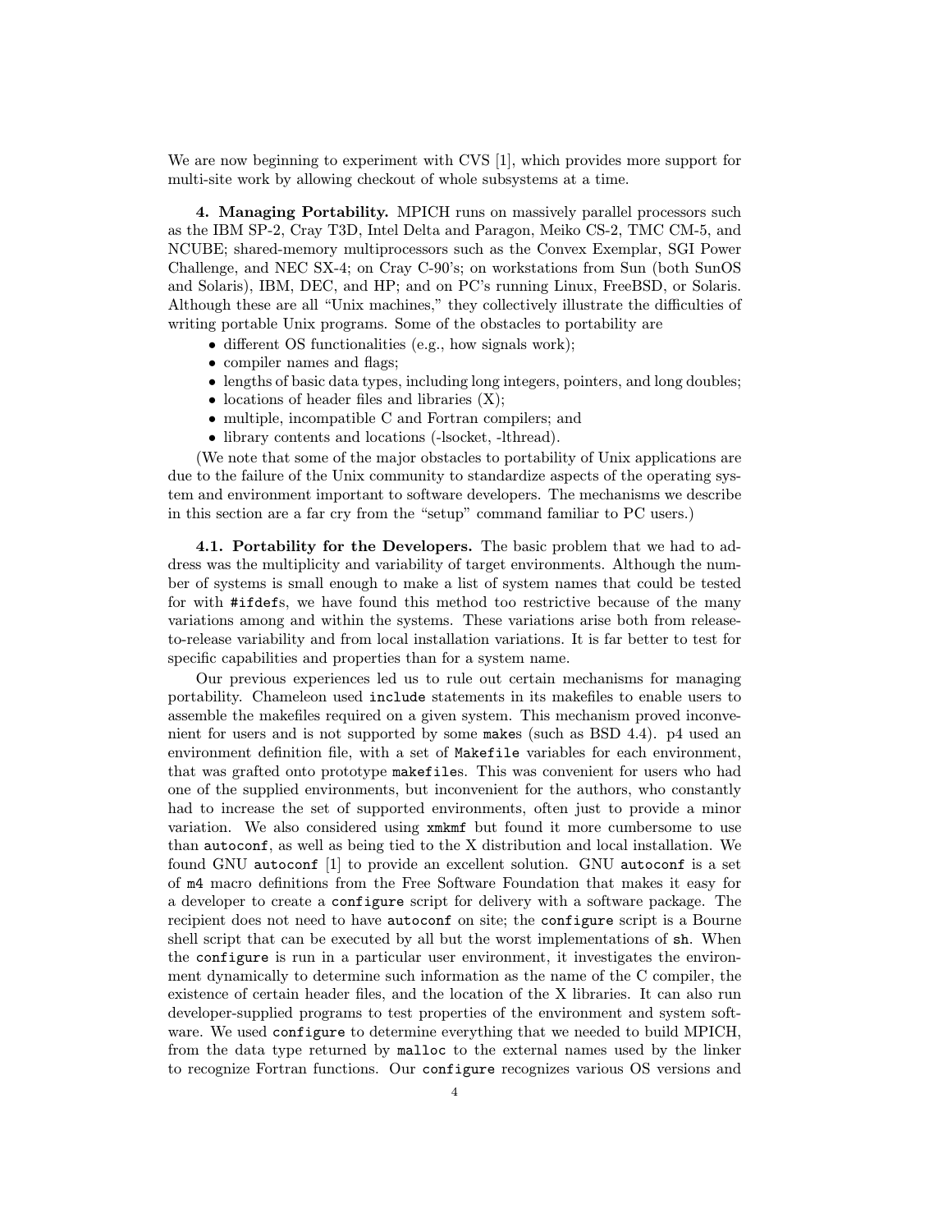We are now beginning to experiment with CVS [1], which provides more support for multi-site work by allowing checkout of whole subsystems at a time.

**4. Managing Portability.** MPICH runs on massively parallel processors such as the IBM SP-2, Cray T3D, Intel Delta and Paragon, Meiko CS-2, TMC CM-5, and NCUBE; shared-memory multiprocessors such as the Convex Exemplar, SGI Power Challenge, and NEC SX-4; on Cray C-90's; on workstations from Sun (both SunOS and Solaris), IBM, DEC, and HP; and on PC's running Linux, FreeBSD, or Solaris. Although these are all "Unix machines," they collectively illustrate the difficulties of writing portable Unix programs. Some of the obstacles to portability are

- different OS functionalities (e.g., how signals work);
- compiler names and flags;
- lengths of basic data types, including long integers, pointers, and long doubles;
- locations of header files and libraries (X);
- multiple, incompatible C and Fortran compilers; and
- library contents and locations (-lsocket, -lthread).

(We note that some of the major obstacles to portability of Unix applications are due to the failure of the Unix community to standardize aspects of the operating system and environment important to software developers. The mechanisms we describe in this section are a far cry from the "setup" command familiar to PC users.)

**4.1. Portability for the Developers.** The basic problem that we had to address was the multiplicity and variability of target environments. Although the number of systems is small enough to make a list of system names that could be tested for with `#ifdef`s, we have found this method too restrictive because of the many variations among and within the systems. These variations arise both from release-to-release variability and from local installation variations. It is far better to test for specific capabilities and properties than for a system name.

Our previous experiences led us to rule out certain mechanisms for managing portability. Chameleon used `include` statements in its makefiles to enable users to assemble the makefiles required on a given system. This mechanism proved inconvenient for users and is not supported by some `make`s (such as BSD 4.4). p4 used an environment definition file, with a set of `Makefile` variables for each environment, that was grafted onto prototype `makefile`s. This was convenient for users who had one of the supplied environments, but inconvenient for the authors, who constantly had to increase the set of supported environments, often just to provide a minor variation. We also considered using `xmkmf` but found it more cumbersome to use than `autoconf`, as well as being tied to the X distribution and local installation. We found GNU `autoconf` [1] to provide an excellent solution. GNU `autoconf` is a set of `m4` macro definitions from the Free Software Foundation that makes it easy for a developer to create a `configure` script for delivery with a software package. The recipient does not need to have `autoconf` on site; the `configure` script is a Bourne shell script that can be executed by all but the worst implementations of `sh`. When the `configure` is run in a particular user environment, it investigates the environment dynamically to determine such information as the name of the C compiler, the existence of certain header files, and the location of the X libraries. It can also run developer-supplied programs to test properties of the environment and system software. We used `configure` to determine everything that we needed to build MPICH, from the data type returned by `malloc` to the external names used by the linker to recognize Fortran functions. Our `configure` recognizes various OS versions and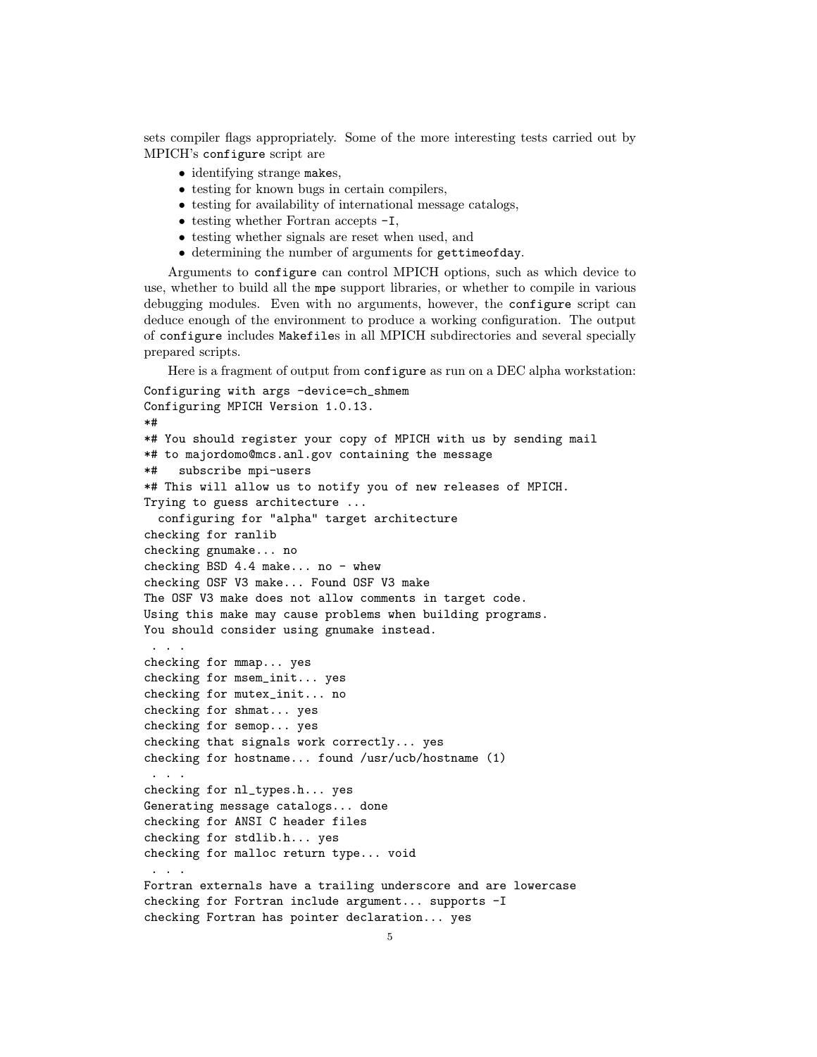sets compiler flags appropriately. Some of the more interesting tests carried out by MPICH's `configure` script are

- identifying strange `make`s,
- testing for known bugs in certain compilers,
- testing for availability of international message catalogs,
- testing whether Fortran accepts `-I`,
- testing whether signals are reset when used, and
- determining the number of arguments for `gettimeofday`.

Arguments to `configure` can control MPICH options, such as which device to use, whether to build all the `mpe` support libraries, or whether to compile in various debugging modules. Even with no arguments, however, the `configure` script can deduce enough of the environment to produce a working configuration. The output of `configure` includes `Makefile`s in all MPICH subdirectories and several specially prepared scripts.

Here is a fragment of output from `configure` as run on a DEC alpha workstation:

```
Configuring with args -device=ch_shmem
Configuring MPICH Version 1.0.13.
*#
*# You should register your copy of MPICH with us by sending mail
*# to majordomo@mcs.anl.gov containing the message
*#   subscribe mpi-users
*# This will allow us to notify you of new releases of MPICH.
Trying to guess architecture ...
  configuring for "alpha" target architecture
checking for ranlib
checking gnumake... no
checking BSD 4.4 make... no - whew
checking OSF V3 make... Found OSF V3 make
The OSF V3 make does not allow comments in target code.
Using this make may cause problems when building programs.
You should consider using gnumake instead.
 . . .
checking for mmap... yes
checking for msem_init... yes
checking for mutex_init... no
checking for shmat... yes
checking for semop... yes
checking that signals work correctly... yes
checking for hostname... found /usr/ucb/hostname (1)
 . . .
checking for nl_types.h... yes
Generating message catalogs... done
checking for ANSI C header files
checking for stdlib.h... yes
checking for malloc return type... void
 . . .
Fortran externals have a trailing underscore and are lowercase
checking for Fortran include argument... supports -I
checking Fortran has pointer declaration... yes
```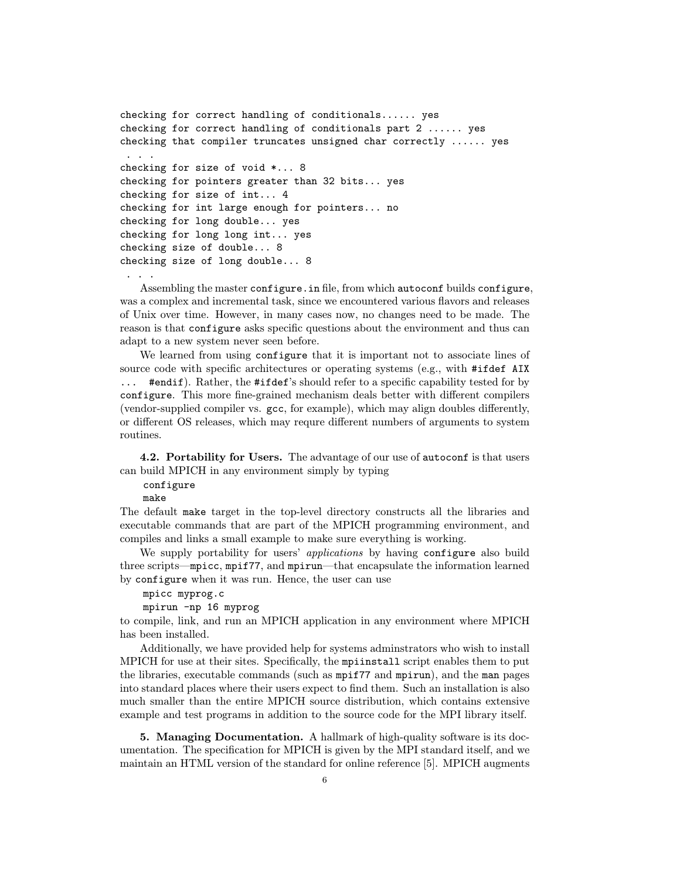```
checking for correct handling of conditionals...... yes
checking for correct handling of conditionals part 2 ...... yes
checking that compiler truncates unsigned char correctly ...... yes
 . . .
checking for size of void *... 8
checking for pointers greater than 32 bits... yes
checking for size of int... 4
checking for int large enough for pointers... no
checking for long double... yes
checking for long long int... yes
checking size of double... 8
checking size of long double... 8
 . . .
```

Assembling the master `configure.in` file, from which `autoconf` builds `configure`, was a complex and incremental task, since we encountered various flavors and releases of Unix over time. However, in many cases now, no changes need to be made. The reason is that `configure` asks specific questions about the environment and thus can adapt to a new system never seen before.

We learned from using `configure` that it is important not to associate lines of source code with specific architectures or operating systems (e.g., with `#ifdef AIX ... #endif`). Rather, the `#ifdef`'s should refer to a specific capability tested for by `configure`. This more fine-grained mechanism deals better with different compilers (vendor-supplied compiler vs. `gcc`, for example), which may align doubles differently, or different OS releases, which may requre different numbers of arguments to system routines.

**4.2. Portability for Users.** The advantage of our use of `autoconf` is that users can build MPICH in any environment simply by typing

```
configure
make
```

The default `make` target in the top-level directory constructs all the libraries and executable commands that are part of the MPICH programming environment, and compiles and links a small example to make sure everything is working.

We supply portability for users' *applications* by having `configure` also build three scripts—`mpicc`, `mpif77`, and `mpirun`—that encapsulate the information learned by `configure` when it was run. Hence, the user can use

```
mpicc myprog.c
mpirun -np 16 myprog
```

to compile, link, and run an MPICH application in any environment where MPICH has been installed.

Additionally, we have provided help for systems adminstrators who wish to install MPICH for use at their sites. Specifically, the `mpiinstall` script enables them to put the libraries, executable commands (such as `mpif77` and `mpirun`), and the `man` pages into standard places where their users expect to find them. Such an installation is also much smaller than the entire MPICH source distribution, which contains extensive example and test programs in addition to the source code for the MPI library itself.

**5. Managing Documentation.** A hallmark of high-quality software is its documentation. The specification for MPICH is given by the MPI standard itself, and we maintain an HTML version of the standard for online reference [5]. MPICH augments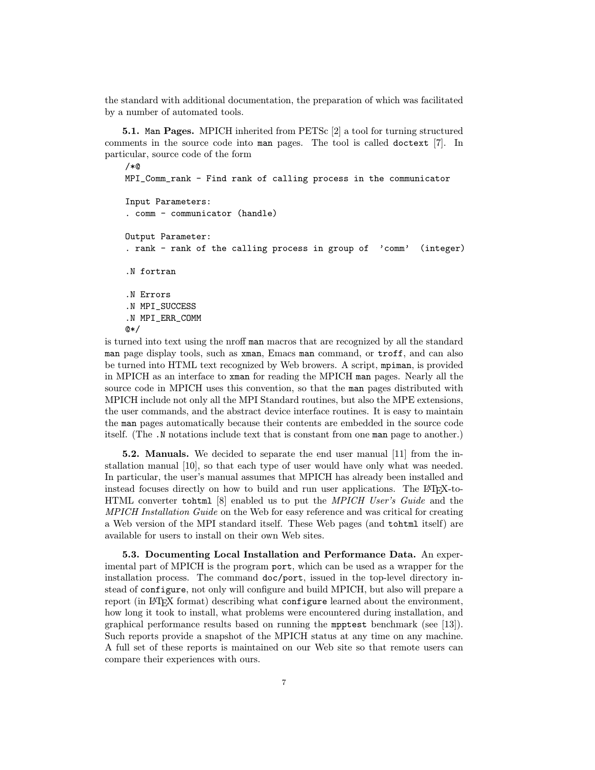the standard with additional documentation, the preparation of which was facilitated by a number of automated tools.

**5.1. `Man` Pages.** MPICH inherited from PETSc [2] a tool for turning structured comments in the source code into `man` pages. The tool is called `doctext` [7]. In particular, source code of the form

```
/*@
MPI_Comm_rank - Find rank of calling process in the communicator

Input Parameters:
. comm - communicator (handle)

Output Parameter:
. rank - rank of the calling process in group of  'comm'  (integer)

.N fortran

.N Errors
.N MPI_SUCCESS
.N MPI_ERR_COMM
@*/
```

is turned into text using the nroff `man` macros that are recognized by all the standard `man` page display tools, such as `xman`, Emacs `man` command, or `troff`, and can also be turned into HTML text recognized by Web browers. A script, `mpiman`, is provided in MPICH as an interface to `xman` for reading the MPICH `man` pages. Nearly all the source code in MPICH uses this convention, so that the `man` pages distributed with MPICH include not only all the MPI Standard routines, but also the MPE extensions, the user commands, and the abstract device interface routines. It is easy to maintain the `man` pages automatically because their contents are embedded in the source code itself. (The `.N` notations include text that is constant from one `man` page to another.)

**5.2. Manuals.** We decided to separate the end user manual [11] from the installation manual [10], so that each type of user would have only what was needed. In particular, the user's manual assumes that MPICH has already been installed and instead focuses directly on how to build and run user applications. The LaTeX-to-HTML converter `tohtml` [8] enabled us to put the *MPICH User's Guide* and the *MPICH Installation Guide* on the Web for easy reference and was critical for creating a Web version of the MPI standard itself. These Web pages (and `tohtml` itself) are available for users to install on their own Web sites.

**5.3. Documenting Local Installation and Performance Data.** An experimental part of MPICH is the program `port`, which can be used as a wrapper for the installation process. The command `doc/port`, issued in the top-level directory instead of `configure`, not only will configure and build MPICH, but also will prepare a report (in LaTeX format) describing what `configure` learned about the environment, how long it took to install, what problems were encountered during installation, and graphical performance results based on running the `mpptest` benchmark (see [13]). Such reports provide a snapshot of the MPICH status at any time on any machine. A full set of these reports is maintained on our Web site so that remote users can compare their experiences with ours.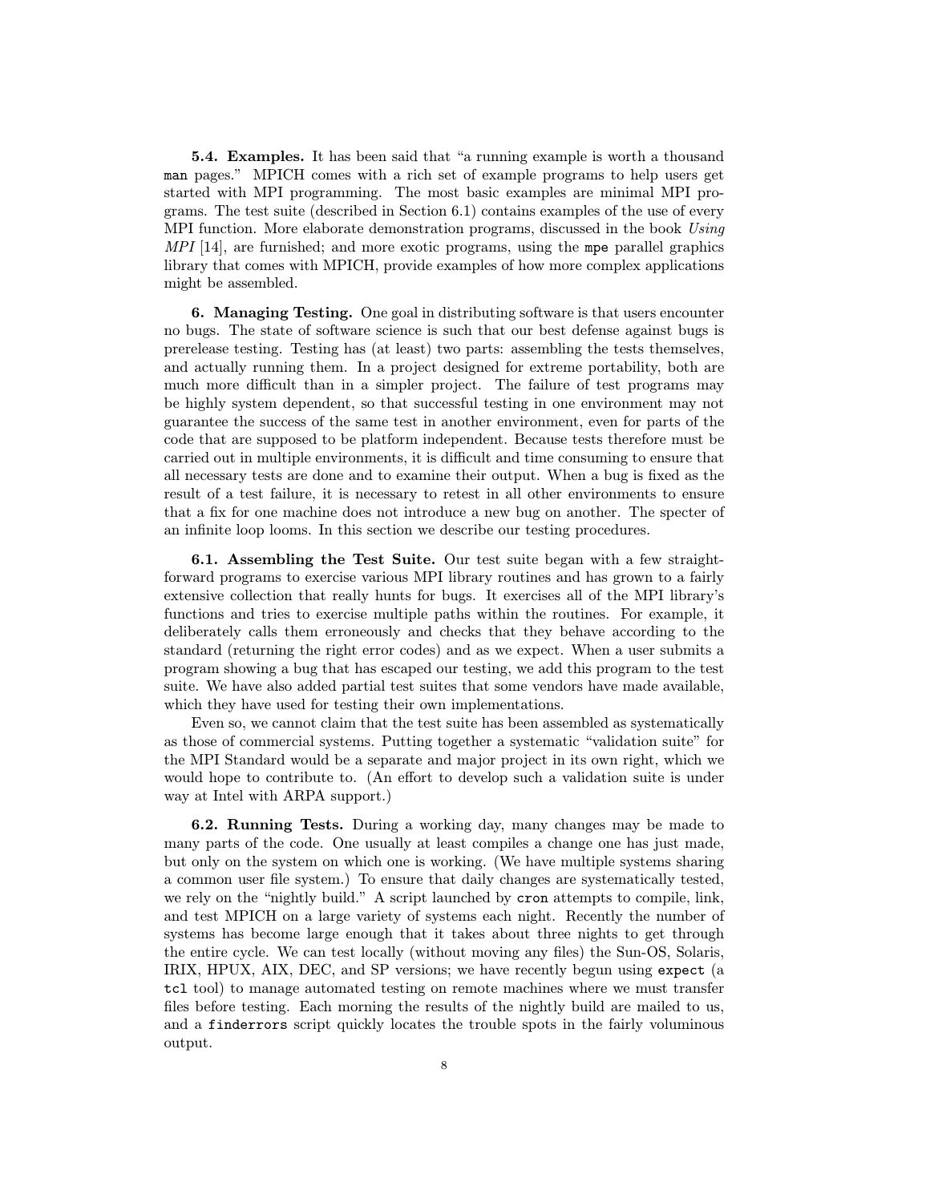**5.4. Examples.** It has been said that "a running example is worth a thousand `man` pages." MPICH comes with a rich set of example programs to help users get started with MPI programming. The most basic examples are minimal MPI programs. The test suite (described in Section 6.1) contains examples of the use of every MPI function. More elaborate demonstration programs, discussed in the book *Using MPI* [14], are furnished; and more exotic programs, using the `mpe` parallel graphics library that comes with MPICH, provide examples of how more complex applications might be assembled.

**6. Managing Testing.** One goal in distributing software is that users encounter no bugs. The state of software science is such that our best defense against bugs is prerelease testing. Testing has (at least) two parts: assembling the tests themselves, and actually running them. In a project designed for extreme portability, both are much more difficult than in a simpler project. The failure of test programs may be highly system dependent, so that successful testing in one environment may not guarantee the success of the same test in another environment, even for parts of the code that are supposed to be platform independent. Because tests therefore must be carried out in multiple environments, it is difficult and time consuming to ensure that all necessary tests are done and to examine their output. When a bug is fixed as the result of a test failure, it is necessary to retest in all other environments to ensure that a fix for one machine does not introduce a new bug on another. The specter of an infinite loop looms. In this section we describe our testing procedures.

**6.1. Assembling the Test Suite.** Our test suite began with a few straightforward programs to exercise various MPI library routines and has grown to a fairly extensive collection that really hunts for bugs. It exercises all of the MPI library's functions and tries to exercise multiple paths within the routines. For example, it deliberately calls them erroneously and checks that they behave according to the standard (returning the right error codes) and as we expect. When a user submits a program showing a bug that has escaped our testing, we add this program to the test suite. We have also added partial test suites that some vendors have made available, which they have used for testing their own implementations.

Even so, we cannot claim that the test suite has been assembled as systematically as those of commercial systems. Putting together a systematic "validation suite" for the MPI Standard would be a separate and major project in its own right, which we would hope to contribute to. (An effort to develop such a validation suite is under way at Intel with ARPA support.)

**6.2. Running Tests.** During a working day, many changes may be made to many parts of the code. One usually at least compiles a change one has just made, but only on the system on which one is working. (We have multiple systems sharing a common user file system.) To ensure that daily changes are systematically tested, we rely on the "nightly build." A script launched by `cron` attempts to compile, link, and test MPICH on a large variety of systems each night. Recently the number of systems has become large enough that it takes about three nights to get through the entire cycle. We can test locally (without moving any files) the Sun-OS, Solaris, IRIX, HPUX, AIX, DEC, and SP versions; we have recently begun using `expect` (a `tcl` tool) to manage automated testing on remote machines where we must transfer files before testing. Each morning the results of the nightly build are mailed to us, and a `finderrors` script quickly locates the trouble spots in the fairly voluminous output.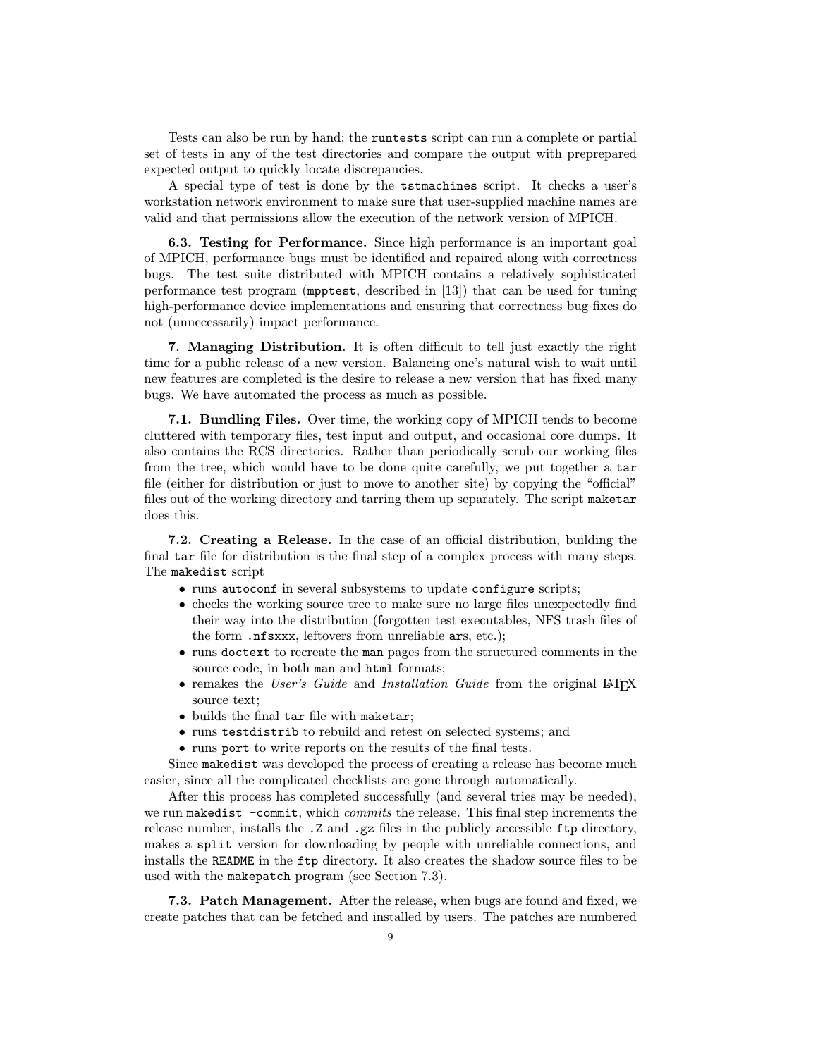Tests can also be run by hand; the `runtests` script can run a complete or partial set of tests in any of the test directories and compare the output with preprepared expected output to quickly locate discrepancies.

A special type of test is done by the `tstmachines` script. It checks a user's workstation network environment to make sure that user-supplied machine names are valid and that permissions allow the execution of the network version of MPICH.

**6.3. Testing for Performance.** Since high performance is an important goal of MPICH, performance bugs must be identified and repaired along with correctness bugs. The test suite distributed with MPICH contains a relatively sophisticated performance test program (`mpptest`, described in [13]) that can be used for tuning high-performance device implementations and ensuring that correctness bug fixes do not (unnecessarily) impact performance.

**7. Managing Distribution.** It is often difficult to tell just exactly the right time for a public release of a new version. Balancing one's natural wish to wait until new features are completed is the desire to release a new version that has fixed many bugs. We have automated the process as much as possible.

**7.1. Bundling Files.** Over time, the working copy of MPICH tends to become cluttered with temporary files, test input and output, and occasional core dumps. It also contains the RCS directories. Rather than periodically scrub our working files from the tree, which would have to be done quite carefully, we put together a `tar` file (either for distribution or just to move to another site) by copying the "official" files out of the working directory and tarring them up separately. The script `maketar` does this.

**7.2. Creating a Release.** In the case of an official distribution, building the final `tar` file for distribution is the final step of a complex process with many steps. The `makedist` script

- runs `autoconf` in several subsystems to update `configure` scripts;
- checks the working source tree to make sure no large files unexpectedly find their way into the distribution (forgotten test executables, NFS trash files of the form `.nfsxxx`, leftovers from unreliable `ar`s, etc.);
- runs `doctext` to recreate the `man` pages from the structured comments in the source code, in both `man` and `html` formats;
- remakes the *User's Guide* and *Installation Guide* from the original LaTeX source text;
- builds the final `tar` file with `maketar`;
- runs `testdistrib` to rebuild and retest on selected systems; and
- runs `port` to write reports on the results of the final tests.

Since `makedist` was developed the process of creating a release has become much easier, since all the complicated checklists are gone through automatically.

After this process has completed successfully (and several tries may be needed), we run `makedist -commit`, which *commits* the release. This final step increments the release number, installs the `.Z` and `.gz` files in the publicly accessible `ftp` directory, makes a `split` version for downloading by people with unreliable connections, and installs the `README` in the `ftp` directory. It also creates the shadow source files to be used with the `makepatch` program (see Section 7.3).

**7.3. Patch Management.** After the release, when bugs are found and fixed, we create patches that can be fetched and installed by users. The patches are numbered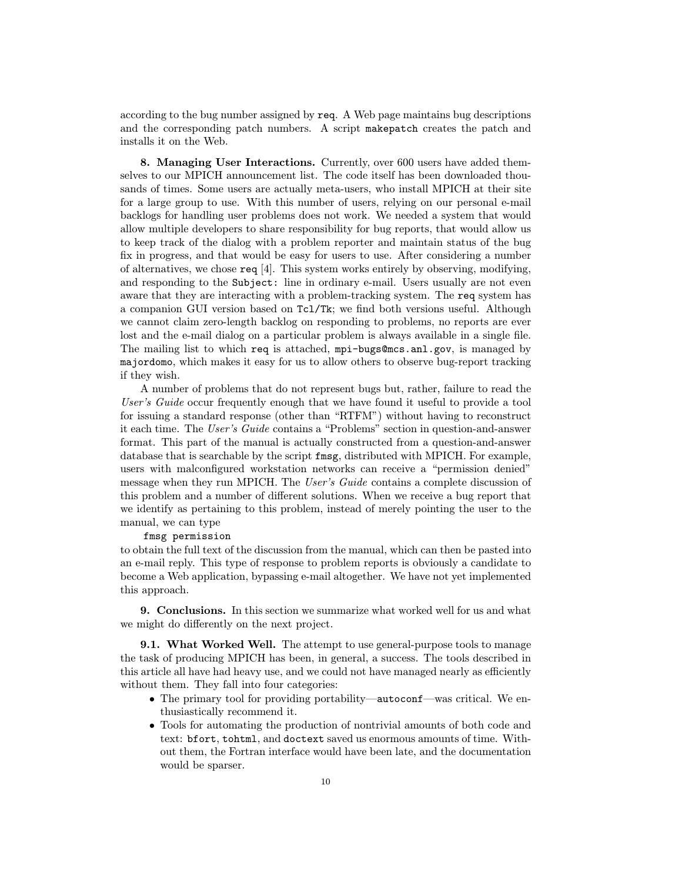according to the bug number assigned by `req`. A Web page maintains bug descriptions and the corresponding patch numbers. A script `makepatch` creates the patch and installs it on the Web.

**8. Managing User Interactions.** Currently, over 600 users have added themselves to our MPICH announcement list. The code itself has been downloaded thousands of times. Some users are actually meta-users, who install MPICH at their site for a large group to use. With this number of users, relying on our personal e-mail backlogs for handling user problems does not work. We needed a system that would allow multiple developers to share responsibility for bug reports, that would allow us to keep track of the dialog with a problem reporter and maintain status of the bug fix in progress, and that would be easy for users to use. After considering a number of alternatives, we chose `req` [4]. This system works entirely by observing, modifying, and responding to the `Subject:` line in ordinary e-mail. Users usually are not even aware that they are interacting with a problem-tracking system. The `req` system has a companion GUI version based on `Tcl/Tk`; we find both versions useful. Although we cannot claim zero-length backlog on responding to problems, no reports are ever lost and the e-mail dialog on a particular problem is always available in a single file. The mailing list to which `req` is attached, `mpi-bugs@mcs.anl.gov`, is managed by `majordomo`, which makes it easy for us to allow others to observe bug-report tracking if they wish.

A number of problems that do not represent bugs but, rather, failure to read the *User's Guide* occur frequently enough that we have found it useful to provide a tool for issuing a standard response (other than "RTFM") without having to reconstruct it each time. The *User's Guide* contains a "Problems" section in question-and-answer format. This part of the manual is actually constructed from a question-and-answer database that is searchable by the script `fmsg`, distributed with MPICH. For example, users with malconfigured workstation networks can receive a "permission denied" message when they run MPICH. The *User's Guide* contains a complete discussion of this problem and a number of different solutions. When we receive a bug report that we identify as pertaining to this problem, instead of merely pointing the user to the manual, we can type

```
fmsg permission
```

to obtain the full text of the discussion from the manual, which can then be pasted into an e-mail reply. This type of response to problem reports is obviously a candidate to become a Web application, bypassing e-mail altogether. We have not yet implemented this approach.

**9. Conclusions.** In this section we summarize what worked well for us and what we might do differently on the next project.

**9.1. What Worked Well.** The attempt to use general-purpose tools to manage the task of producing MPICH has been, in general, a success. The tools described in this article all have had heavy use, and we could not have managed nearly as efficiently without them. They fall into four categories:

- The primary tool for providing portability—`autoconf`—was critical. We enthusiastically recommend it.
- Tools for automating the production of nontrivial amounts of both code and text: `bfort`, `tohtml`, and `doctext` saved us enormous amounts of time. Without them, the Fortran interface would have been late, and the documentation would be sparser.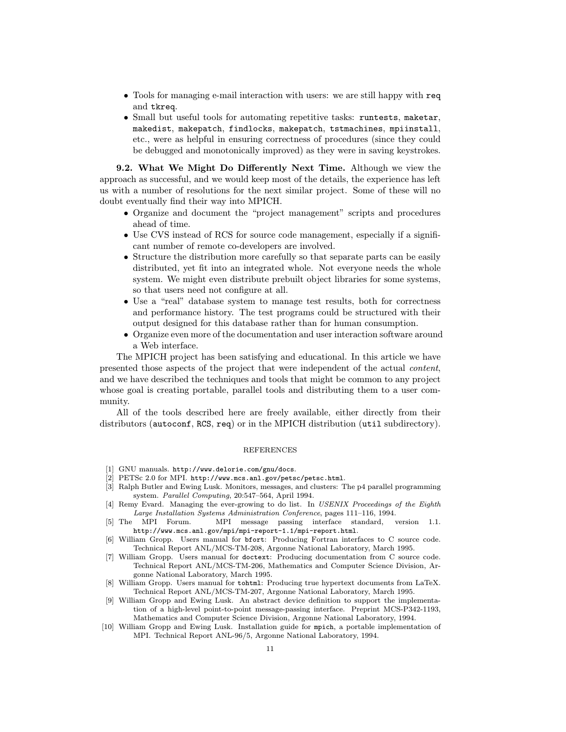- Tools for managing e-mail interaction with users: we are still happy with `req` and `tkreq`.
- Small but useful tools for automating repetitive tasks: `runtests`, `maketar`, `makedist`, `makepatch`, `findlocks`, `makepatch`, `tstmachines`, `mpiinstall`, etc., were as helpful in ensuring correctness of procedures (since they could be debugged and monotonically improved) as they were in saving keystrokes.

**9.2. What We Might Do Differently Next Time.** Although we view the approach as successful, and we would keep most of the details, the experience has left us with a number of resolutions for the next similar project. Some of these will no doubt eventually find their way into MPICH.

- Organize and document the "project management" scripts and procedures ahead of time.
- Use CVS instead of RCS for source code management, especially if a significant number of remote co-developers are involved.
- Structure the distribution more carefully so that separate parts can be easily distributed, yet fit into an integrated whole. Not everyone needs the whole system. We might even distribute prebuilt object libraries for some systems, so that users need not configure at all.
- Use a "real" database system to manage test results, both for correctness and performance history. The test programs could be structured with their output designed for this database rather than for human consumption.
- Organize even more of the documentation and user interaction software around a Web interface.

The MPICH project has been satisfying and educational. In this article we have presented those aspects of the project that were independent of the actual *content*, and we have described the techniques and tools that might be common to any project whose goal is creating portable, parallel tools and distributing them to a user community.

All of the tools described here are freely available, either directly from their distributors (`autoconf`, `RCS`, `req`) or in the MPICH distribution (`util` subdirectory).

## REFERENCES

[1] GNU manuals. `http://www.delorie.com/gnu/docs`.

[2] PETSc 2.0 for MPI. `http://www.mcs.anl.gov/petsc/petsc.html`.

[3] Ralph Butler and Ewing Lusk. Monitors, messages, and clusters: The p4 parallel programming system. *Parallel Computing*, 20:547–564, April 1994.

[4] Remy Evard. Managing the ever-growing to do list. In *USENIX Proceedings of the Eighth Large Installation Systems Administration Conference*, pages 111–116, 1994.

[5] The MPI Forum. MPI message passing interface standard, version 1.1. `http://www.mcs.anl.gov/mpi/mpi-report-1.1/mpi-report.html`.

[6] William Gropp. Users manual for `bfort`: Producing Fortran interfaces to C source code. Technical Report ANL/MCS-TM-208, Argonne National Laboratory, March 1995.

[7] William Gropp. Users manual for `doctext`: Producing documentation from C source code. Technical Report ANL/MCS-TM-206, Mathematics and Computer Science Division, Argonne National Laboratory, March 1995.

[8] William Gropp. Users manual for `tohtml`: Producing true hypertext documents from LaTeX. Technical Report ANL/MCS-TM-207, Argonne National Laboratory, March 1995.

[9] William Gropp and Ewing Lusk. An abstract device definition to support the implementation of a high-level point-to-point message-passing interface. Preprint MCS-P342-1193, Mathematics and Computer Science Division, Argonne National Laboratory, 1994.

[10] William Gropp and Ewing Lusk. Installation guide for `mpich`, a portable implementation of MPI. Technical Report ANL-96/5, Argonne National Laboratory, 1994.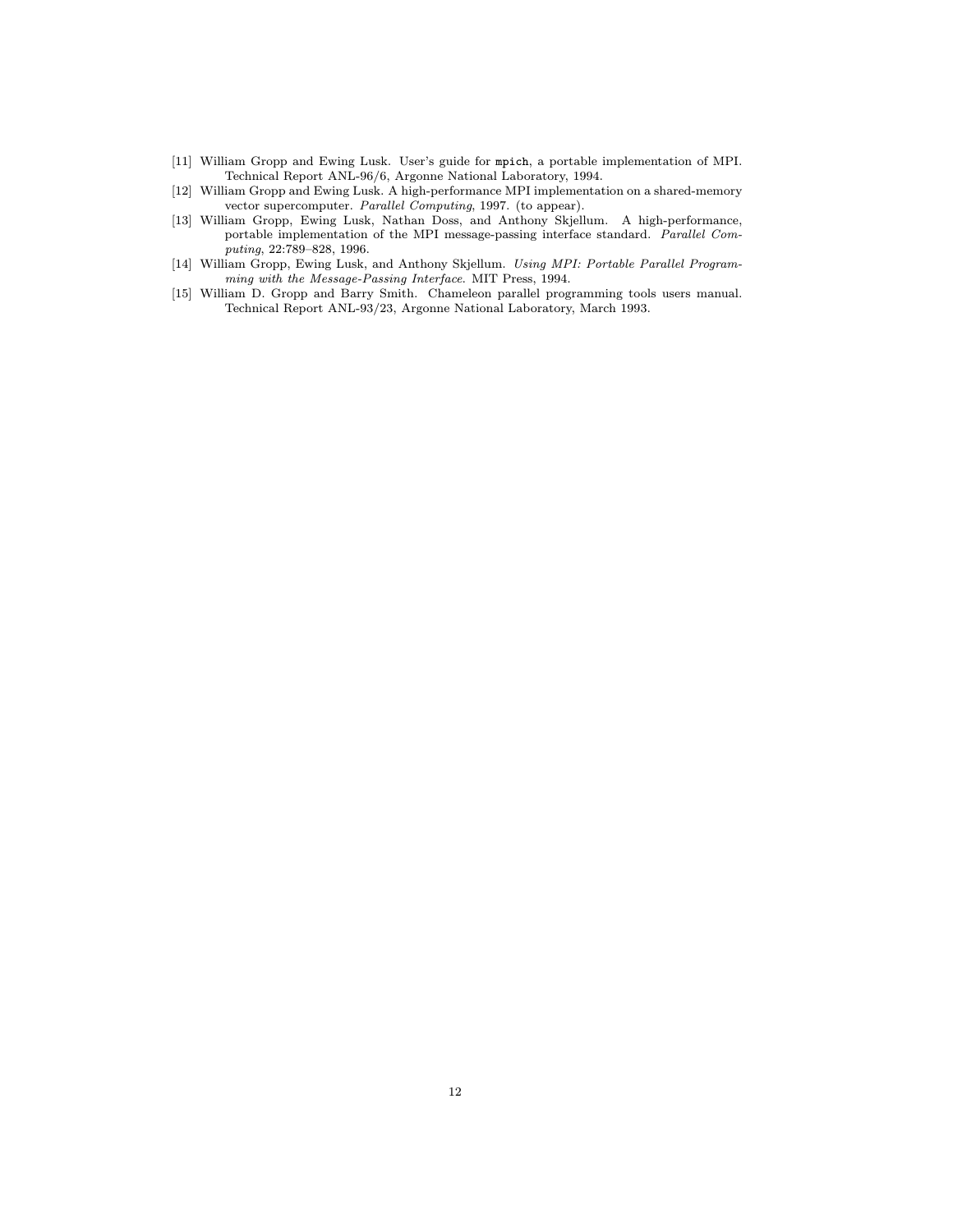[11] William Gropp and Ewing Lusk. User's guide for `mpich`, a portable implementation of MPI. Technical Report ANL-96/6, Argonne National Laboratory, 1994.

[12] William Gropp and Ewing Lusk. A high-performance MPI implementation on a shared-memory vector supercomputer. *Parallel Computing*, 1997. (to appear).

[13] William Gropp, Ewing Lusk, Nathan Doss, and Anthony Skjellum. A high-performance, portable implementation of the MPI message-passing interface standard. *Parallel Computing*, 22:789–828, 1996.

[14] William Gropp, Ewing Lusk, and Anthony Skjellum. *Using MPI: Portable Parallel Programming with the Message-Passing Interface*. MIT Press, 1994.

[15] William D. Gropp and Barry Smith. Chameleon parallel programming tools users manual. Technical Report ANL-93/23, Argonne National Laboratory, March 1993.